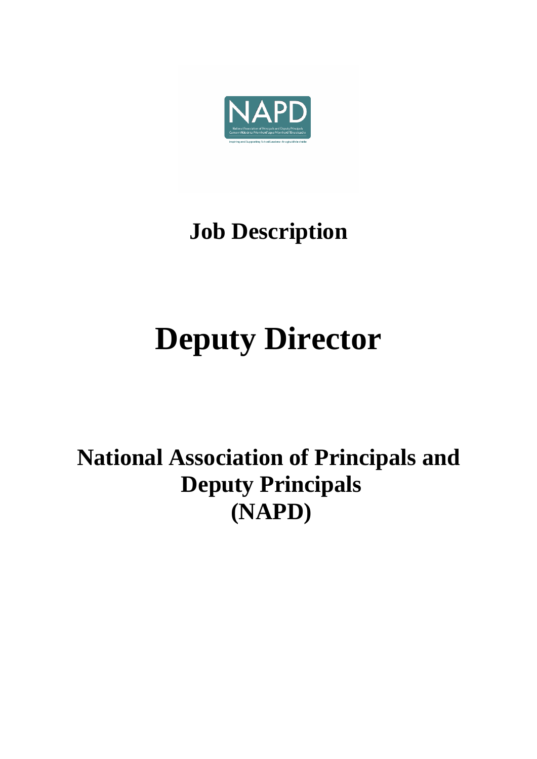# Job Description

# Deputy Director

## National Association of Principals and Deputy Principals (NAPD)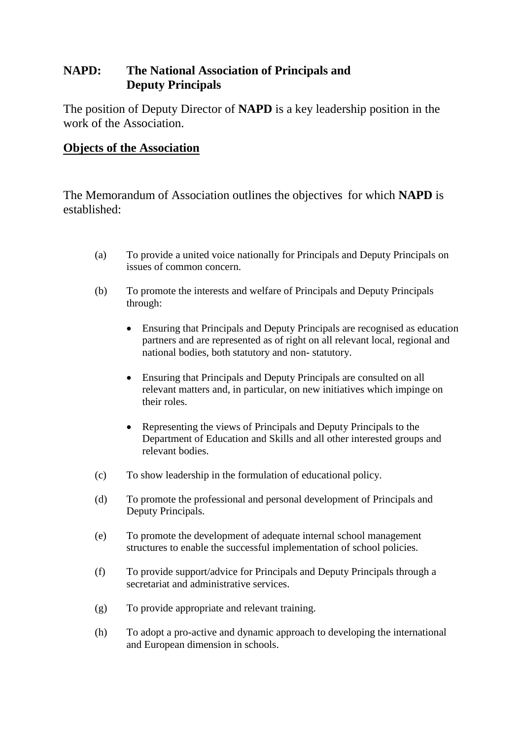## NAPD: The National Association of Principals and Deputy Principals

The position of Deputy Director of **NAPD** is a key leadership position in the work of the Association.

### Objects of the Association

The Memorandum of Association outlines the objectives for which **NAPD** is established:

(a) To provide a united voice nationally for Principals and Deputy Principals on issues of common concern.

(b) To promote the interests and welfare of Principals and Deputy Principals through:

- Ensuring that Principals and Deputy Principals are recognised as education partners and are represented as of right on all relevant local, regional and national bodies, both statutory and non- statutory.
- Ensuring that Principals and Deputy Principals are consulted on all relevant matters and, in particular, on new initiatives which impinge on their roles.
- Representing the views of Principals and Deputy Principals to the Department of Education and Skills and all other interested groups and relevant bodies.

(c) To show leadership in the formulation of educational policy.

(d) To promote the professional and personal development of Principals and Deputy Principals.

(e) To promote the development of adequate internal school management structures to enable the successful implementation of school policies.

(f) To provide support/advice for Principals and Deputy Principals through a secretariat and administrative services.

(g) To provide appropriate and relevant training.

(h) To adopt a pro-active and dynamic approach to developing the international and European dimension in schools.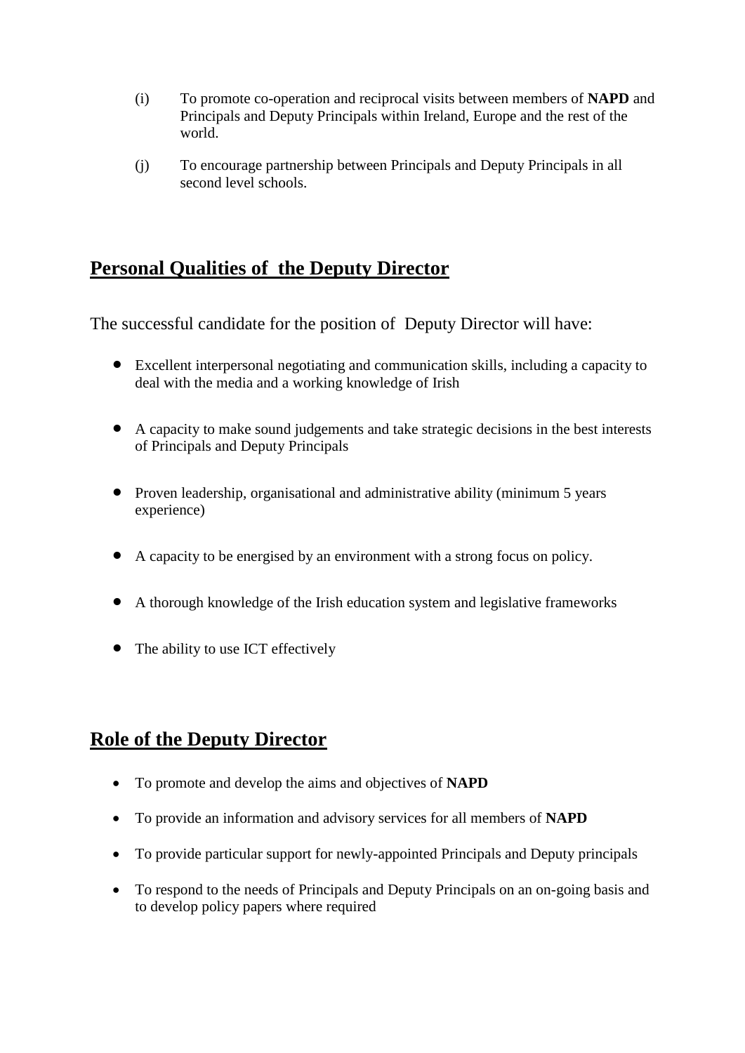(i) To promote co-operation and reciprocal visits between members of **NAPD** and Principals and Deputy Principals within Ireland, Europe and the rest of the world.

(j) To encourage partnership between Principals and Deputy Principals in all second level schools.

## Personal Qualities of the Deputy Director

The successful candidate for the position of Deputy Director will have:

- Excellent interpersonal negotiating and communication skills, including a capacity to deal with the media and a working knowledge of Irish
- A capacity to make sound judgements and take strategic decisions in the best interests of Principals and Deputy Principals
- Proven leadership, organisational and administrative ability (minimum 5 years experience)
- A capacity to be energised by an environment with a strong focus on policy.
- A thorough knowledge of the Irish education system and legislative frameworks
- The ability to use ICT effectively

## Role of the Deputy Director

- To promote and develop the aims and objectives of **NAPD**
- To provide an information and advisory services for all members of **NAPD**
- To provide particular support for newly-appointed Principals and Deputy principals
- To respond to the needs of Principals and Deputy Principals on an on-going basis and to develop policy papers where required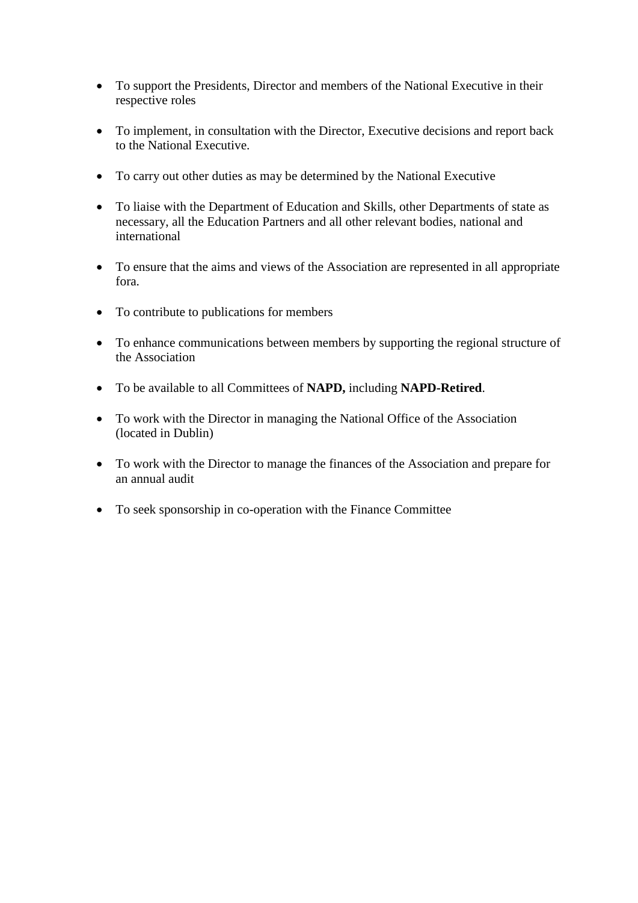- To support the Presidents, Director and members of the National Executive in their respective roles

- To implement, in consultation with the Director, Executive decisions and report back to the National Executive.

- To carry out other duties as may be determined by the National Executive

- To liaise with the Department of Education and Skills, other Departments of state as necessary, all the Education Partners and all other relevant bodies, national and international

- To ensure that the aims and views of the Association are represented in all appropriate fora.

- To contribute to publications for members

- To enhance communications between members by supporting the regional structure of the Association

- To be available to all Committees of **NAPD,** including **NAPD-Retired**.

- To work with the Director in managing the National Office of the Association (located in Dublin)

- To work with the Director to manage the finances of the Association and prepare for an annual audit

- To seek sponsorship in co-operation with the Finance Committee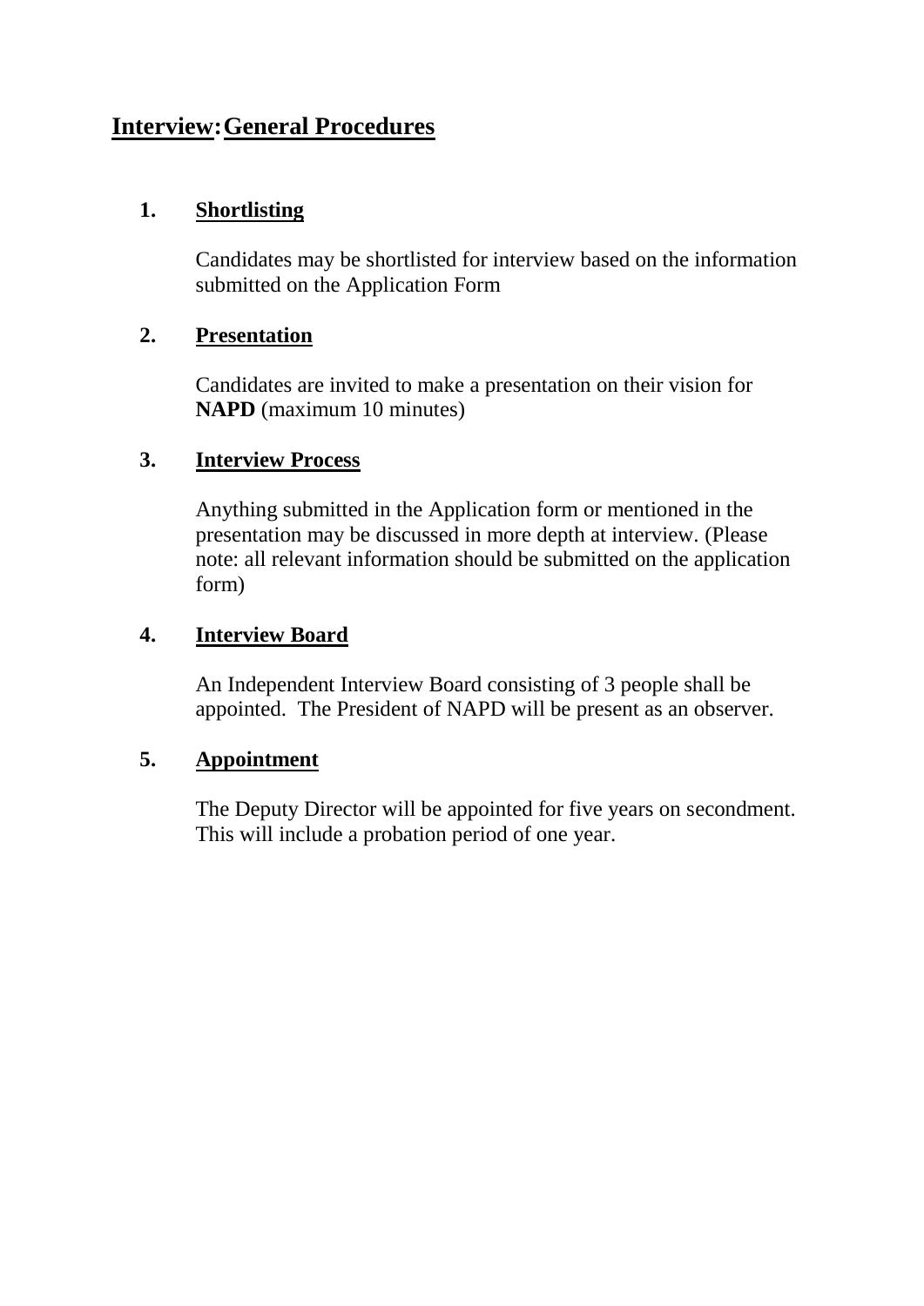## Interview: General Procedures

1. **Shortlisting**

   Candidates may be shortlisted for interview based on the information submitted on the Application Form

2. **Presentation**

   Candidates are invited to make a presentation on their vision for **NAPD** (maximum 10 minutes)

3. **Interview Process**

   Anything submitted in the Application form or mentioned in the presentation may be discussed in more depth at interview. (Please note: all relevant information should be submitted on the application form)

4. **Interview Board**

   An Independent Interview Board consisting of 3 people shall be appointed. The President of NAPD will be present as an observer.

5. **Appointment**

   The Deputy Director will be appointed for five years on secondment. This will include a probation period of one year.